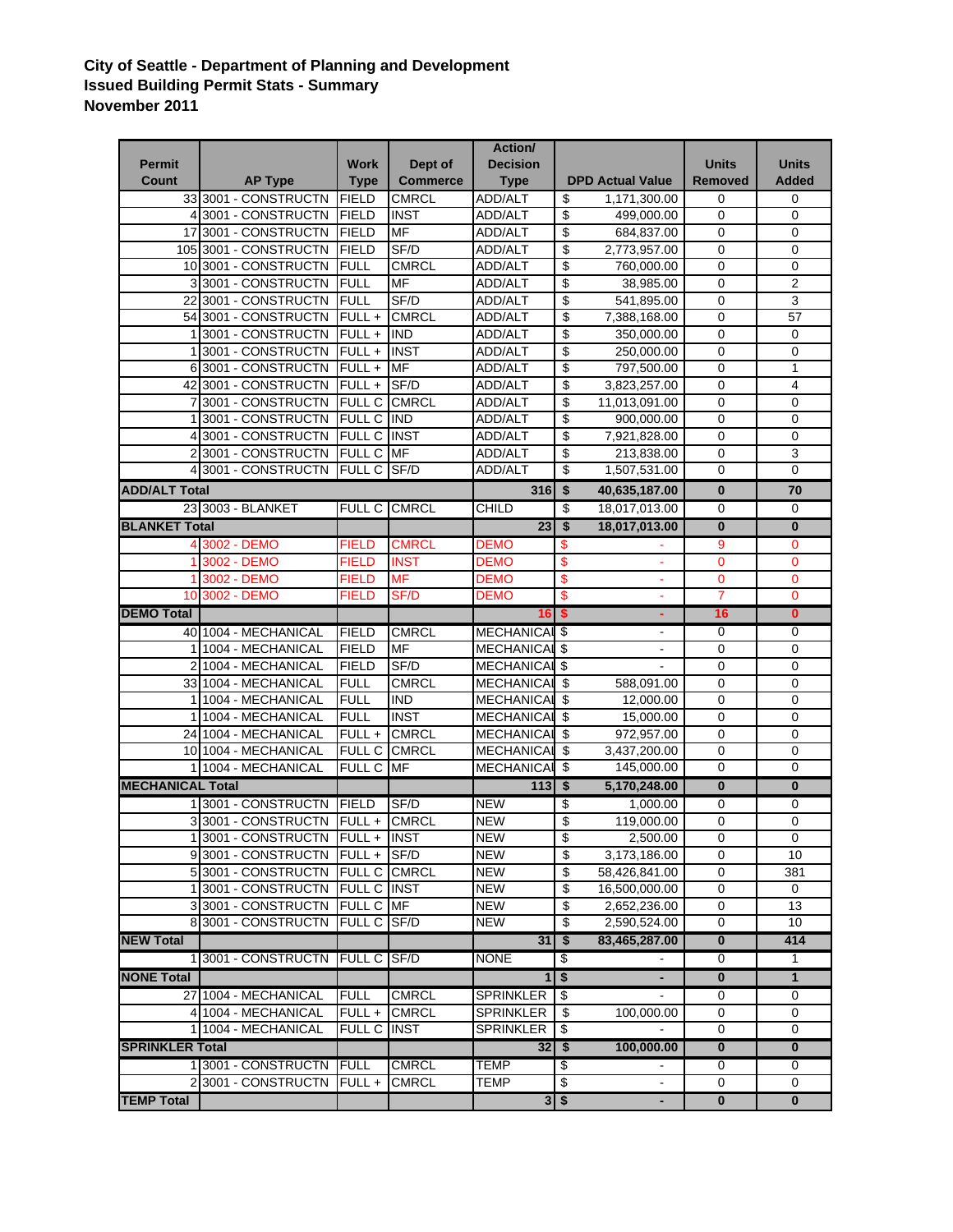**City of Seattle - Department of Planning and Development**
**Issued Building Permit Stats - Summary**
**November 2011**

| Permit Count | AP Type | Work Type | Dept of Commerce | Action/ Decision Type | DPD Actual Value | Units Removed | Units Added |
|---|---|---|---|---|---|---|---|
| 33 | 3001 - CONSTRUCTN | FIELD | CMRCL | ADD/ALT | $ 1,171,300.00 | 0 | 0 |
| 4 | 3001 - CONSTRUCTN | FIELD | INST | ADD/ALT | $ 499,000.00 | 0 | 0 |
| 17 | 3001 - CONSTRUCTN | FIELD | MF | ADD/ALT | $ 684,837.00 | 0 | 0 |
| 105 | 3001 - CONSTRUCTN | FIELD | SF/D | ADD/ALT | $ 2,773,957.00 | 0 | 0 |
| 10 | 3001 - CONSTRUCTN | FULL | CMRCL | ADD/ALT | $ 760,000.00 | 0 | 0 |
| 3 | 3001 - CONSTRUCTN | FULL | MF | ADD/ALT | $ 38,985.00 | 0 | 2 |
| 22 | 3001 - CONSTRUCTN | FULL | SF/D | ADD/ALT | $ 541,895.00 | 0 | 3 |
| 54 | 3001 - CONSTRUCTN | FULL + | CMRCL | ADD/ALT | $ 7,388,168.00 | 0 | 57 |
| 1 | 3001 - CONSTRUCTN | FULL + | IND | ADD/ALT | $ 350,000.00 | 0 | 0 |
| 1 | 3001 - CONSTRUCTN | FULL + | INST | ADD/ALT | $ 250,000.00 | 0 | 0 |
| 6 | 3001 - CONSTRUCTN | FULL + | MF | ADD/ALT | $ 797,500.00 | 0 | 1 |
| 42 | 3001 - CONSTRUCTN | FULL + | SF/D | ADD/ALT | $ 3,823,257.00 | 0 | 4 |
| 7 | 3001 - CONSTRUCTN | FULL C | CMRCL | ADD/ALT | $ 11,013,091.00 | 0 | 0 |
| 1 | 3001 - CONSTRUCTN | FULL C | IND | ADD/ALT | $ 900,000.00 | 0 | 0 |
| 4 | 3001 - CONSTRUCTN | FULL C | INST | ADD/ALT | $ 7,921,828.00 | 0 | 0 |
| 2 | 3001 - CONSTRUCTN | FULL C | MF | ADD/ALT | $ 213,838.00 | 0 | 3 |
| 4 | 3001 - CONSTRUCTN | FULL C | SF/D | ADD/ALT | $ 1,507,531.00 | 0 | 0 |
| **ADD/ALT Total** | | | | **316** | **$ 40,635,187.00** | **0** | **70** |
| 23 | 3003 - BLANKET | FULL C | CMRCL | CHILD | $ 18,017,013.00 | 0 | 0 |
| **BLANKET Total** | | | | **23** | **$ 18,017,013.00** | **0** | **0** |
| 4 | 3002 - DEMO | FIELD | CMRCL | DEMO | $ - | 9 | 0 |
| 1 | 3002 - DEMO | FIELD | INST | DEMO | $ - | 0 | 0 |
| 1 | 3002 - DEMO | FIELD | MF | DEMO | $ - | 0 | 0 |
| 10 | 3002 - DEMO | FIELD | SF/D | DEMO | $ - | 7 | 0 |
| **DEMO Total** | | | | **16** | **$ -** | **16** | **0** |
| 40 | 1004 - MECHANICAL | FIELD | CMRCL | MECHANICAL | $ - | 0 | 0 |
| 1 | 1004 - MECHANICAL | FIELD | MF | MECHANICAL | $ - | 0 | 0 |
| 2 | 1004 - MECHANICAL | FIELD | SF/D | MECHANICAL | $ - | 0 | 0 |
| 33 | 1004 - MECHANICAL | FULL | CMRCL | MECHANICAL | $ 588,091.00 | 0 | 0 |
| 1 | 1004 - MECHANICAL | FULL | IND | MECHANICAL | $ 12,000.00 | 0 | 0 |
| 1 | 1004 - MECHANICAL | FULL | INST | MECHANICAL | $ 15,000.00 | 0 | 0 |
| 24 | 1004 - MECHANICAL | FULL + | CMRCL | MECHANICAL | $ 972,957.00 | 0 | 0 |
| 10 | 1004 - MECHANICAL | FULL C | CMRCL | MECHANICAL | $ 3,437,200.00 | 0 | 0 |
| 1 | 1004 - MECHANICAL | FULL C | MF | MECHANICAL | $ 145,000.00 | 0 | 0 |
| **MECHANICAL Total** | | | | **113** | **$ 5,170,248.00** | **0** | **0** |
| 1 | 3001 - CONSTRUCTN | FIELD | SF/D | NEW | $ 1,000.00 | 0 | 0 |
| 3 | 3001 - CONSTRUCTN | FULL + | CMRCL | NEW | $ 119,000.00 | 0 | 0 |
| 1 | 3001 - CONSTRUCTN | FULL + | INST | NEW | $ 2,500.00 | 0 | 0 |
| 9 | 3001 - CONSTRUCTN | FULL + | SF/D | NEW | $ 3,173,186.00 | 0 | 10 |
| 5 | 3001 - CONSTRUCTN | FULL C | CMRCL | NEW | $ 58,426,841.00 | 0 | 381 |
| 1 | 3001 - CONSTRUCTN | FULL C | INST | NEW | $ 16,500,000.00 | 0 | 0 |
| 3 | 3001 - CONSTRUCTN | FULL C | MF | NEW | $ 2,652,236.00 | 0 | 13 |
| 8 | 3001 - CONSTRUCTN | FULL C | SF/D | NEW | $ 2,590,524.00 | 0 | 10 |
| **NEW Total** | | | | **31** | **$ 83,465,287.00** | **0** | **414** |
| 1 | 3001 - CONSTRUCTN | FULL C | SF/D | NONE | $ - | 0 | 1 |
| **NONE Total** | | | | **1** | **$ -** | **0** | **1** |
| 27 | 1004 - MECHANICAL | FULL | CMRCL | SPRINKLER | $ - | 0 | 0 |
| 4 | 1004 - MECHANICAL | FULL + | CMRCL | SPRINKLER | $ 100,000.00 | 0 | 0 |
| 1 | 1004 - MECHANICAL | FULL C | INST | SPRINKLER | $ - | 0 | 0 |
| **SPRINKLER Total** | | | | **32** | **$ 100,000.00** | **0** | **0** |
| 1 | 3001 - CONSTRUCTN | FULL | CMRCL | TEMP | $ - | 0 | 0 |
| 2 | 3001 - CONSTRUCTN | FULL + | CMRCL | TEMP | $ - | 0 | 0 |
| **TEMP Total** | | | | **3** | **$ -** | **0** | **0** |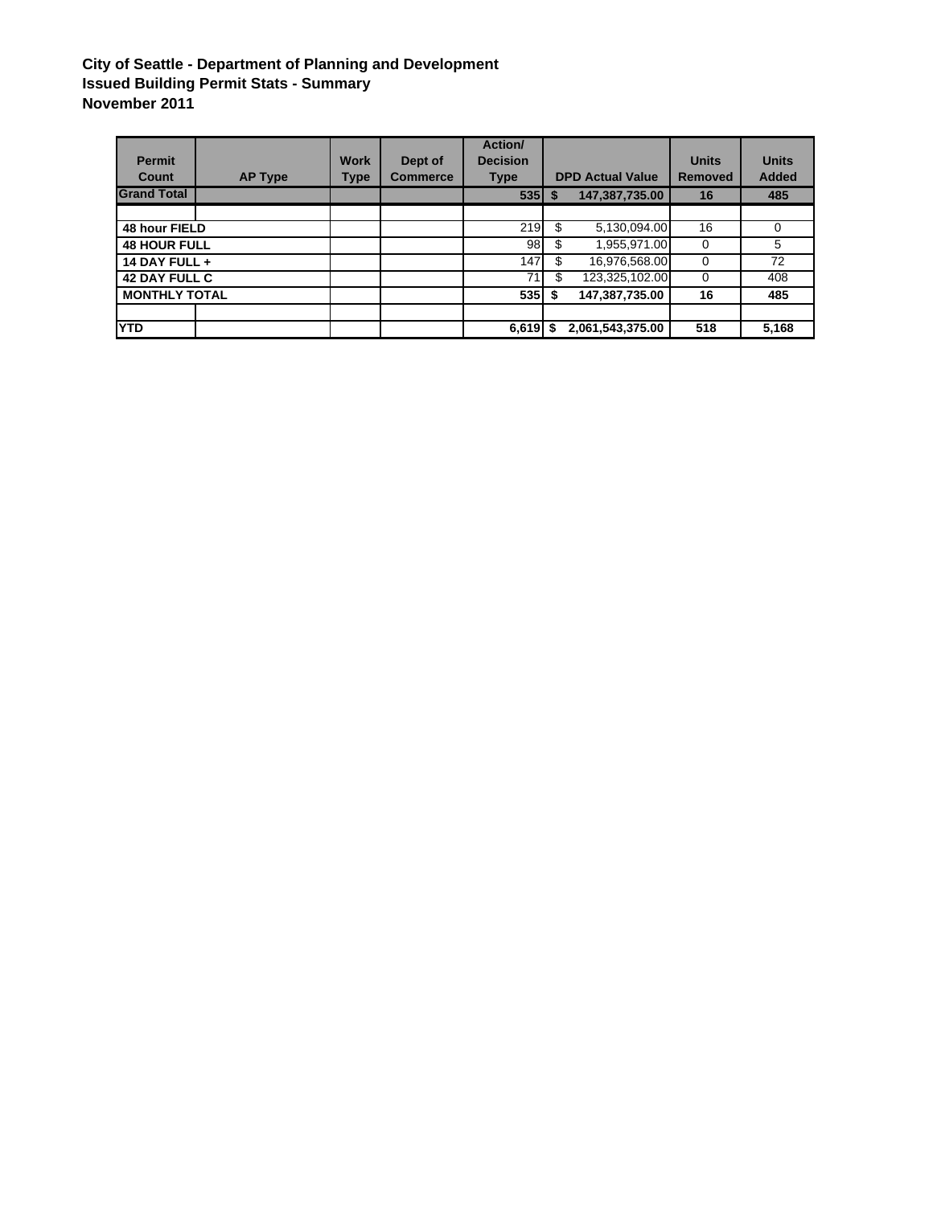**City of Seattle - Department of Planning and Development**
**Issued Building Permit Stats - Summary**
**November 2011**

| Permit Count | AP Type | Work Type | Dept of Commerce | Action/ Decision Type | DPD Actual Value | Units Removed | Units Added |
|---|---|---|---|---|---|---|---|
| **Grand Total** | | | | **535** | **$ 147,387,735.00** | **16** | **485** |
| | | | | | | | |
| **48 hour FIELD** | | | | 219 | $ 5,130,094.00 | 16 | 0 |
| **48 HOUR FULL** | | | | 98 | $ 1,955,971.00 | 0 | 5 |
| **14 DAY FULL +** | | | | 147 | $ 16,976,568.00 | 0 | 72 |
| **42 DAY FULL C** | | | | 71 | $ 123,325,102.00 | 0 | 408 |
| **MONTHLY TOTAL** | | | | **535** | **$ 147,387,735.00** | **16** | **485** |
| | | | | | | | |
| **YTD** | | | | **6,619** | **$ 2,061,543,375.00** | **518** | **5,168** |